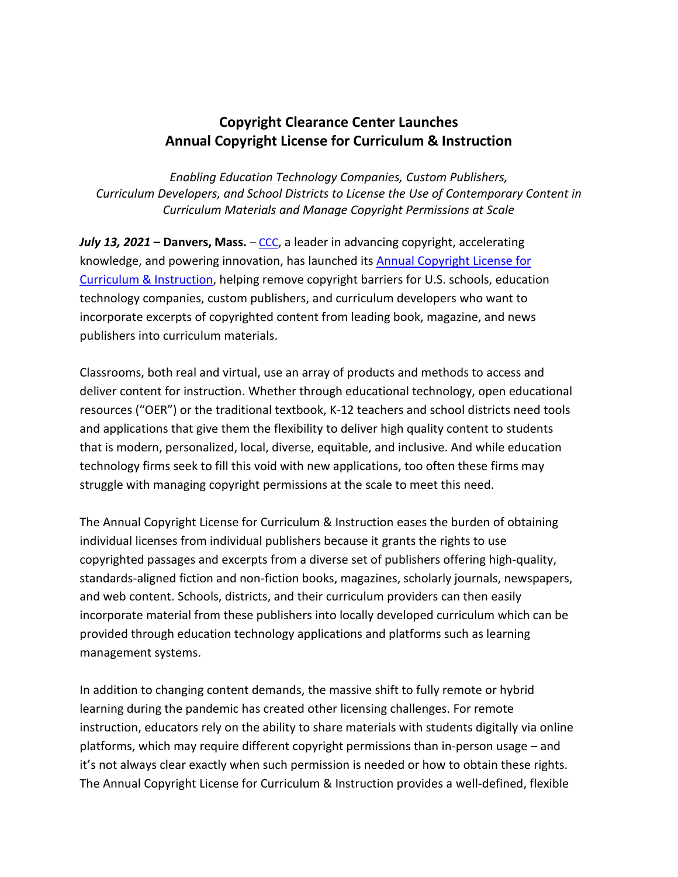# Copyright Clearance Center Launches Annual Copyright License for Curriculum & Instruction

*Enabling Education Technology Companies, Custom Publishers, Curriculum Developers, and School Districts to License the Use of Contemporary Content in Curriculum Materials and Manage Copyright Permissions at Scale*

***July 13, 2021*** **– Danvers, Mass.** – CCC, a leader in advancing copyright, accelerating knowledge, and powering innovation, has launched its Annual Copyright License for Curriculum & Instruction, helping remove copyright barriers for U.S. schools, education technology companies, custom publishers, and curriculum developers who want to incorporate excerpts of copyrighted content from leading book, magazine, and news publishers into curriculum materials.

Classrooms, both real and virtual, use an array of products and methods to access and deliver content for instruction. Whether through educational technology, open educational resources ("OER") or the traditional textbook, K-12 teachers and school districts need tools and applications that give them the flexibility to deliver high quality content to students that is modern, personalized, local, diverse, equitable, and inclusive. And while education technology firms seek to fill this void with new applications, too often these firms may struggle with managing copyright permissions at the scale to meet this need.

The Annual Copyright License for Curriculum & Instruction eases the burden of obtaining individual licenses from individual publishers because it grants the rights to use copyrighted passages and excerpts from a diverse set of publishers offering high-quality, standards-aligned fiction and non-fiction books, magazines, scholarly journals, newspapers, and web content. Schools, districts, and their curriculum providers can then easily incorporate material from these publishers into locally developed curriculum which can be provided through education technology applications and platforms such as learning management systems.

In addition to changing content demands, the massive shift to fully remote or hybrid learning during the pandemic has created other licensing challenges. For remote instruction, educators rely on the ability to share materials with students digitally via online platforms, which may require different copyright permissions than in-person usage – and it's not always clear exactly when such permission is needed or how to obtain these rights. The Annual Copyright License for Curriculum & Instruction provides a well-defined, flexible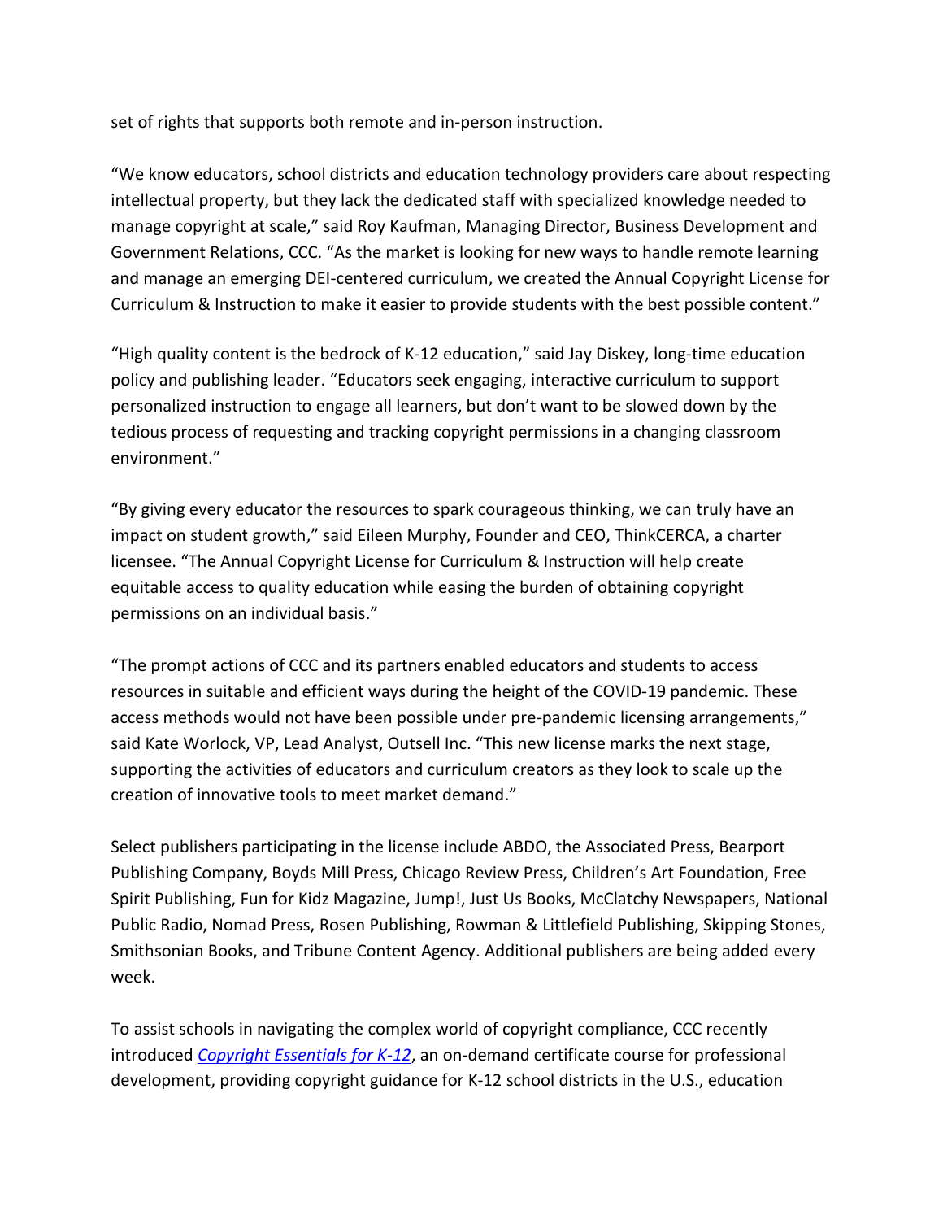set of rights that supports both remote and in-person instruction.

"We know educators, school districts and education technology providers care about respecting intellectual property, but they lack the dedicated staff with specialized knowledge needed to manage copyright at scale," said Roy Kaufman, Managing Director, Business Development and Government Relations, CCC. "As the market is looking for new ways to handle remote learning and manage an emerging DEI-centered curriculum, we created the Annual Copyright License for Curriculum & Instruction to make it easier to provide students with the best possible content."

"High quality content is the bedrock of K-12 education," said Jay Diskey, long-time education policy and publishing leader. "Educators seek engaging, interactive curriculum to support personalized instruction to engage all learners, but don't want to be slowed down by the tedious process of requesting and tracking copyright permissions in a changing classroom environment."

"By giving every educator the resources to spark courageous thinking, we can truly have an impact on student growth," said Eileen Murphy, Founder and CEO, ThinkCERCA, a charter licensee. "The Annual Copyright License for Curriculum & Instruction will help create equitable access to quality education while easing the burden of obtaining copyright permissions on an individual basis."

"The prompt actions of CCC and its partners enabled educators and students to access resources in suitable and efficient ways during the height of the COVID-19 pandemic. These access methods would not have been possible under pre-pandemic licensing arrangements," said Kate Worlock, VP, Lead Analyst, Outsell Inc. "This new license marks the next stage, supporting the activities of educators and curriculum creators as they look to scale up the creation of innovative tools to meet market demand."

Select publishers participating in the license include ABDO, the Associated Press, Bearport Publishing Company, Boyds Mill Press, Chicago Review Press, Children's Art Foundation, Free Spirit Publishing, Fun for Kidz Magazine, Jump!, Just Us Books, McClatchy Newspapers, National Public Radio, Nomad Press, Rosen Publishing, Rowman & Littlefield Publishing, Skipping Stones, Smithsonian Books, and Tribune Content Agency. Additional publishers are being added every week.

To assist schools in navigating the complex world of copyright compliance, CCC recently introduced *Copyright Essentials for K-12*, an on-demand certificate course for professional development, providing copyright guidance for K-12 school districts in the U.S., education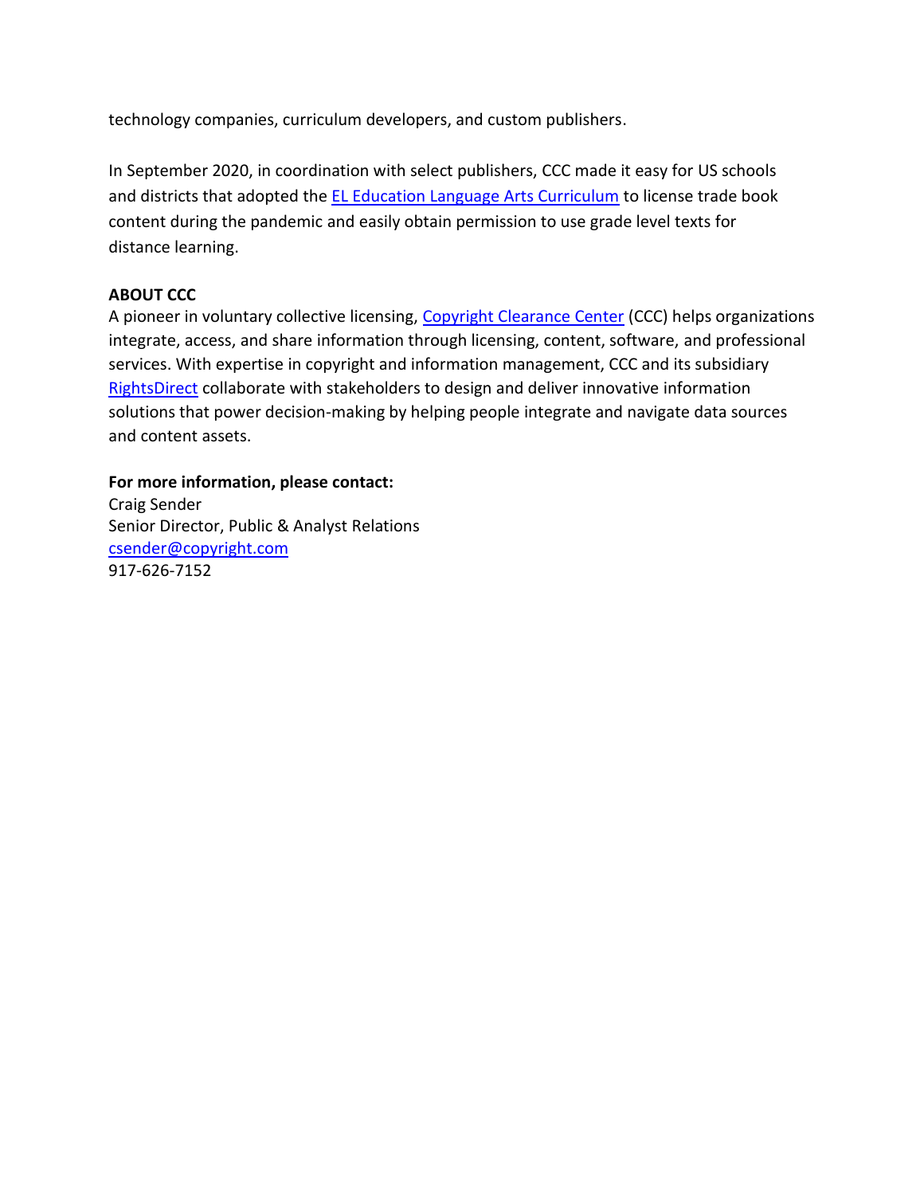technology companies, curriculum developers, and custom publishers.

In September 2020, in coordination with select publishers, CCC made it easy for US schools and districts that adopted the EL Education Language Arts Curriculum to license trade book content during the pandemic and easily obtain permission to use grade level texts for distance learning.

**ABOUT CCC**

A pioneer in voluntary collective licensing, Copyright Clearance Center (CCC) helps organizations integrate, access, and share information through licensing, content, software, and professional services. With expertise in copyright and information management, CCC and its subsidiary RightsDirect collaborate with stakeholders to design and deliver innovative information solutions that power decision-making by helping people integrate and navigate data sources and content assets.

**For more information, please contact:**

Craig Sender
Senior Director, Public & Analyst Relations
csender@copyright.com
917-626-7152